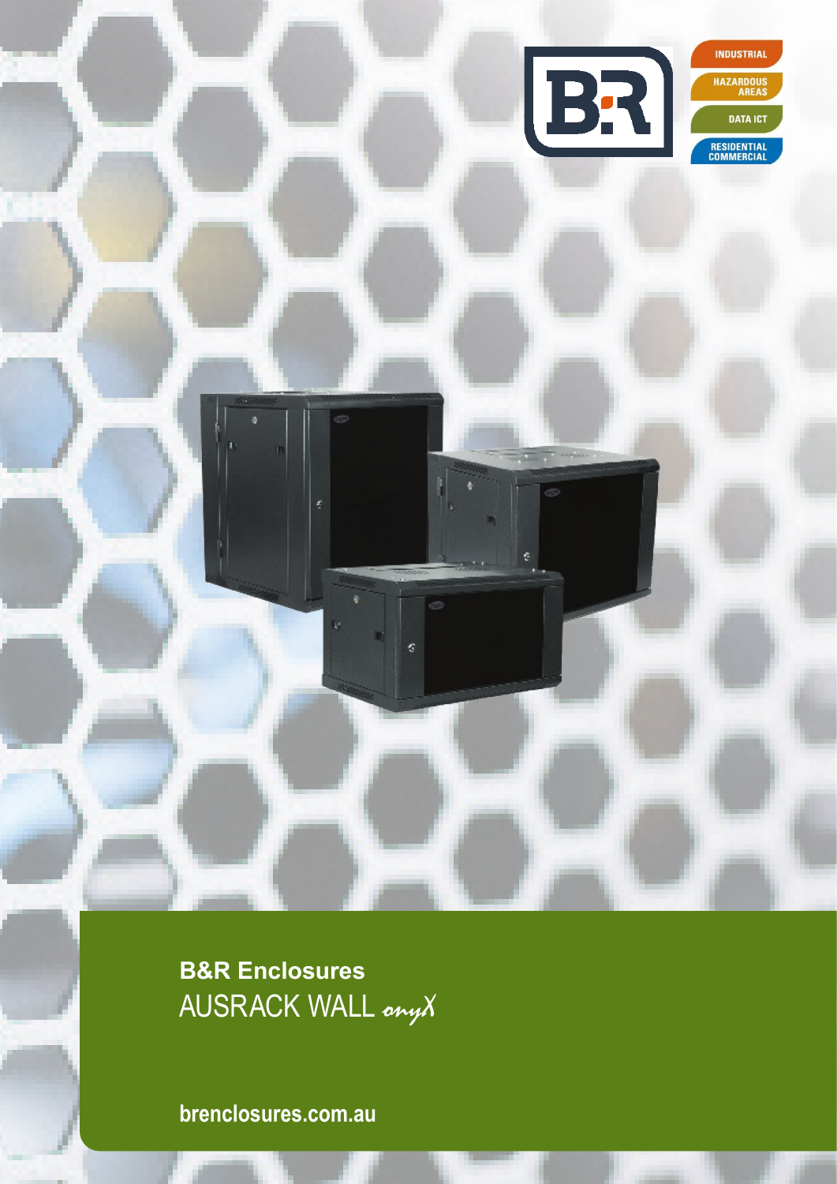INDUSTRIAL

HAZARDOUS AREAS

DATA ICT

RESIDENTIAL COMMERCIAL

**B&R Enclosures**

# AUSRACK WALL *onyX*

**brenclosures.com.au**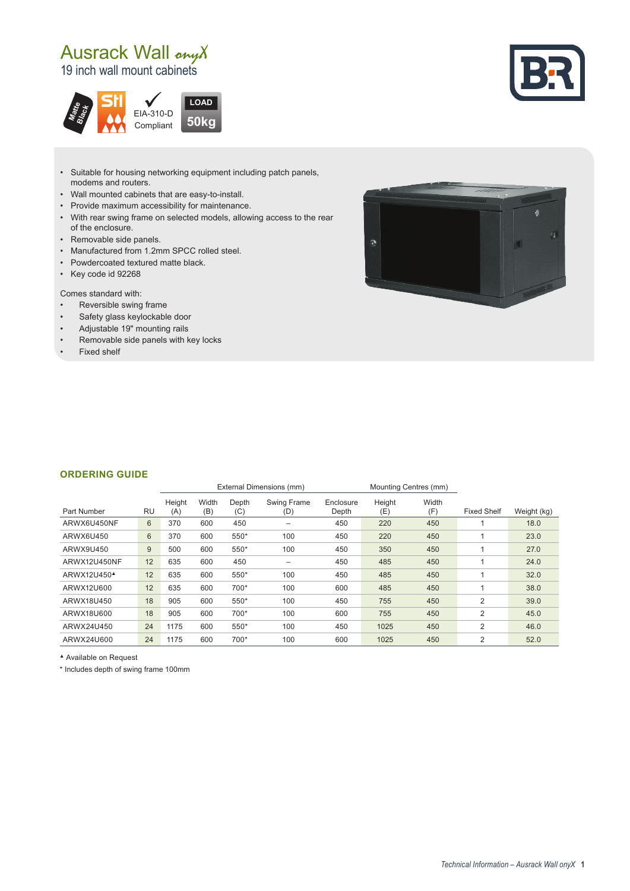# Ausrack Wall *onyX*

## 19 inch wall mount cabinets

Matte Black

EIA-310-D Compliant

LOAD 50kg

- Suitable for housing networking equipment including patch panels, modems and routers.
- Wall mounted cabinets that are easy-to-install.
- Provide maximum accessibility for maintenance.
- With rear swing frame on selected models, allowing access to the rear of the enclosure.
- Removable side panels.
- Manufactured from 1.2mm SPCC rolled steel.
- Powdercoated textured matte black.
- Key code id 92268

Comes standard with:

- Reversible swing frame
- Safety glass keylockable door
- Adjustable 19" mounting rails
- Removable side panels with key locks
- Fixed shelf

## ORDERING GUIDE

| | | External Dimensions (mm) | | | | | Mounting Centres (mm) | | | |
|---|---|---|---|---|---|---|---|---|---|---|
| Part Number | RU | Height (A) | Width (B) | Depth (C) | Swing Frame (D) | Enclosure Depth | Height (E) | Width (F) | Fixed Shelf | Weight (kg) |
| ARWX6U450NF | 6 | 370 | 600 | 450 | – | 450 | 220 | 450 | 1 | 18.0 |
| ARWX6U450 | 6 | 370 | 600 | 550* | 100 | 450 | 220 | 450 | 1 | 23.0 |
| ARWX9U450 | 9 | 500 | 600 | 550* | 100 | 450 | 350 | 450 | 1 | 27.0 |
| ARWX12U450NF | 12 | 635 | 600 | 450 | – | 450 | 485 | 450 | 1 | 24.0 |
| ARWX12U450▲ | 12 | 635 | 600 | 550* | 100 | 450 | 485 | 450 | 1 | 32.0 |
| ARWX12U600 | 12 | 635 | 600 | 700* | 100 | 600 | 485 | 450 | 1 | 38.0 |
| ARWX18U450 | 18 | 905 | 600 | 550* | 100 | 450 | 755 | 450 | 2 | 39.0 |
| ARWX18U600 | 18 | 905 | 600 | 700* | 100 | 600 | 755 | 450 | 2 | 45.0 |
| ARWX24U450 | 24 | 1175 | 600 | 550* | 100 | 450 | 1025 | 450 | 2 | 46.0 |
| ARWX24U600 | 24 | 1175 | 600 | 700* | 100 | 600 | 1025 | 450 | 2 | 52.0 |

▲ Available on Request

* Includes depth of swing frame 100mm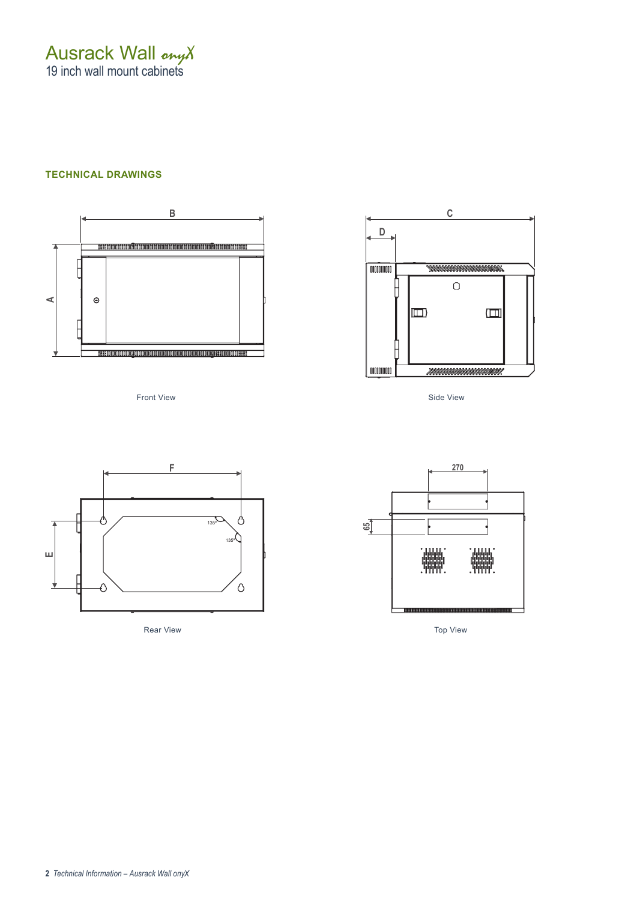# Ausrack Wall onyX

19 inch wall mount cabinets

## TECHNICAL DRAWINGS

B

A

Front View

C

D

Side View

F

E

135°

135°

Rear View

270

65

Top View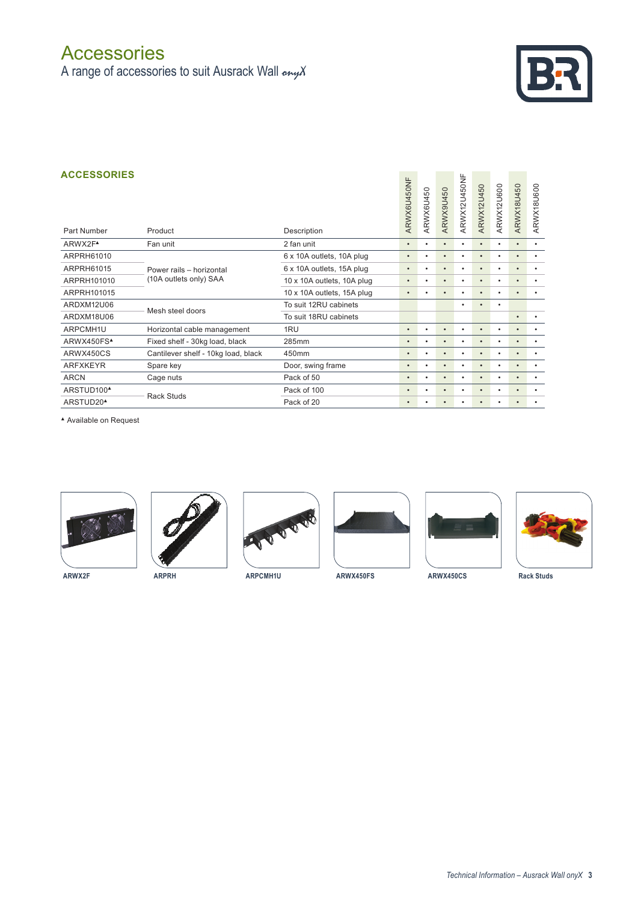# Accessories

A range of accessories to suit Ausrack Wall *onyX*

## ACCESSORIES

| Part Number | Product | Description | ARWX6U450NF | ARWX6U450 | ARWX9U450 | ARWX12U450NF | ARWX12U450 | ARWX12U600 | ARWX18U450 | ARWX18U600 |
|---|---|---|---|---|---|---|---|---|---|---|
| ARWX2F▲ | Fan unit | 2 fan unit | • | • | • | • | • | • | • | • |
| ARPRH61010 | Power rails – horizontal (10A outlets only) SAA | 6 x 10A outlets, 10A plug | • | • | • | • | • | • | • | • |
| ARPRH61015 | | 6 x 10A outlets, 15A plug | • | • | • | • | • | • | • | • |
| ARPRH101010 | | 10 x 10A outlets, 10A plug | • | • | • | • | • | • | • | • |
| ARPRH101015 | | 10 x 10A outlets, 15A plug | • | • | • | • | • | • | • | • |
| ARDXM12U06 | Mesh steel doors | To suit 12RU cabinets | | | | • | • | • | | |
| ARDXM18U06 | | To suit 18RU cabinets | | | | | | | • | • |
| ARPCMH1U | Horizontal cable management | 1RU | • | • | • | • | • | • | • | • |
| ARWX450FS▲ | Fixed shelf - 30kg load, black | 285mm | • | • | • | • | • | • | • | • |
| ARWX450CS | Cantilever shelf - 10kg load, black | 450mm | • | • | • | • | • | • | • | • |
| ARFXKEYR | Spare key | Door, swing frame | • | • | • | • | • | • | • | • |
| ARCN | Cage nuts | Pack of 50 | • | • | • | • | • | • | • | • |
| ARSTUD100▲ | Rack Studs | Pack of 100 | • | • | • | • | • | • | • | • |
| ARSTUD20▲ | | Pack of 20 | • | • | • | • | • | • | • | • |

▲ Available on Request

**ARWX2F** **ARPRH** **ARPCMH1U** **ARWX450FS** **ARWX450CS** **Rack Studs**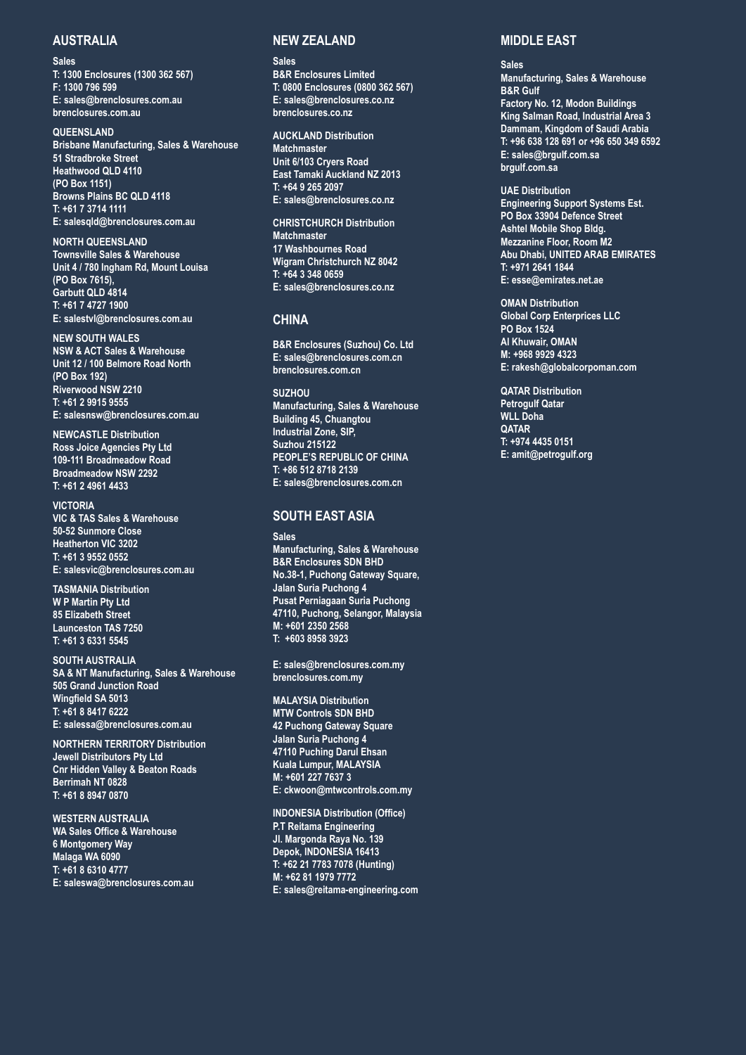## AUSTRALIA

**Sales**
**T: 1300 Enclosures (1300 362 567)**
**F: 1300 796 599**
**E: sales@brenclosures.com.au**
**brenclosures.com.au**

**QUEENSLAND**
**Brisbane Manufacturing, Sales & Warehouse**
**51 Stradbroke Street**
**Heathwood QLD 4110**
**(PO Box 1151)**
**Browns Plains BC QLD 4118**
**T: +61 7 3714 1111**
**E: salesqld@brenclosures.com.au**

**NORTH QUEENSLAND**
**Townsville Sales & Warehouse**
**Unit 4 / 780 Ingham Rd, Mount Louisa**
**(PO Box 7615),**
**Garbutt QLD 4814**
**T: +61 7 4727 1900**
**E: salestvl@brenclosures.com.au**

**NEW SOUTH WALES**
**NSW & ACT Sales & Warehouse**
**Unit 12 / 100 Belmore Road North**
**(PO Box 192)**
**Riverwood NSW 2210**
**T: +61 2 9915 9555**
**E: salesnsw@brenclosures.com.au**

**NEWCASTLE Distribution**
**Ross Joice Agencies Pty Ltd**
**109-111 Broadmeadow Road**
**Broadmeadow NSW 2292**
**T: +61 2 4961 4433**

**VICTORIA**
**VIC & TAS Sales & Warehouse**
**50-52 Sunmore Close**
**Heatherton VIC 3202**
**T: +61 3 9552 0552**
**E: salesvic@brenclosures.com.au**

**TASMANIA Distribution**
**W P Martin Pty Ltd**
**85 Elizabeth Street**
**Launceston TAS 7250**
**T: +61 3 6331 5545**

**SOUTH AUSTRALIA**
**SA & NT Manufacturing, Sales & Warehouse**
**505 Grand Junction Road**
**Wingfield SA 5013**
**T: +61 8 8417 6222**
**E: salessa@brenclosures.com.au**

**NORTHERN TERRITORY Distribution**
**Jewell Distributors Pty Ltd**
**Cnr Hidden Valley & Beaton Roads**
**Berrimah NT 0828**
**T: +61 8 8947 0870**

**WESTERN AUSTRALIA**
**WA Sales Office & Warehouse**
**6 Montgomery Way**
**Malaga WA 6090**
**T: +61 8 6310 4777**
**E: saleswa@brenclosures.com.au**

## NEW ZEALAND

**Sales**
**B&R Enclosures Limited**
**T: 0800 Enclosures (0800 362 567)**
**E: sales@brenclosures.co.nz**
**brenclosures.co.nz**

**AUCKLAND Distribution**
**Matchmaster**
**Unit 6/103 Cryers Road**
**East Tamaki Auckland NZ 2013**
**T: +64 9 265 2097**
**E: sales@brenclosures.co.nz**

**CHRISTCHURCH Distribution**
**Matchmaster**
**17 Washbournes Road**
**Wigram Christchurch NZ 8042**
**T: +64 3 348 0659**
**E: sales@brenclosures.co.nz**

## CHINA

**B&R Enclosures (Suzhou) Co. Ltd**
**E: sales@brenclosures.com.cn**
**brenclosures.com.cn**

**SUZHOU**
**Manufacturing, Sales & Warehouse**
**Building 45, Chuangtou**
**Industrial Zone, SIP,**
**Suzhou 215122**
**PEOPLE'S REPUBLIC OF CHINA**
**T: +86 512 8718 2139**
**E: sales@brenclosures.com.cn**

## SOUTH EAST ASIA

**Sales**
**Manufacturing, Sales & Warehouse**
**B&R Enclosures SDN BHD**
**No.38-1, Puchong Gateway Square,**
**Jalan Suria Puchong 4**
**Pusat Perniagaan Suria Puchong**
**47110, Puchong, Selangor, Malaysia**
**M: +601 2350 2568**
**T: +603 8958 3923**

**E: sales@brenclosures.com.my**
**brenclosures.com.my**

**MALAYSIA Distribution**
**MTW Controls SDN BHD**
**42 Puchong Gateway Square**
**Jalan Suria Puchong 4**
**47110 Puching Darul Ehsan**
**Kuala Lumpur, MALAYSIA**
**M: +601 227 7637 3**
**E: ckwoon@mtwcontrols.com.my**

**INDONESIA Distribution (Office)**
**P.T Reitama Engineering**
**Jl. Margonda Raya No. 139**
**Depok, INDONESIA 16413**
**T: +62 21 7783 7078 (Hunting)**
**M: +62 81 1979 7772**
**E: sales@reitama-engineering.com**

## MIDDLE EAST

**Sales**
**Manufacturing, Sales & Warehouse**
**B&R Gulf**
**Factory No. 12, Modon Buildings**
**King Salman Road, Industrial Area 3**
**Dammam, Kingdom of Saudi Arabia**
**T: +96 638 128 691 or +96 650 349 6592**
**E: sales@brgulf.com.sa**
**brgulf.com.sa**

**UAE Distribution**
**Engineering Support Systems Est.**
**PO Box 33904 Defence Street**
**Ashtel Mobile Shop Bldg.**
**Mezzanine Floor, Room M2**
**Abu Dhabi, UNITED ARAB EMIRATES**
**T: +971 2641 1844**
**E: esse@emirates.net.ae**

**OMAN Distribution**
**Global Corp Enterprices LLC**
**PO Box 1524**
**Al Khuwair, OMAN**
**M: +968 9929 4323**
**E: rakesh@globalcorpoman.com**

**QATAR Distribution**
**Petrogulf Qatar**
**WLL Doha**
**QATAR**
**T: +974 4435 0151**
**E: amit@petrogulf.org**